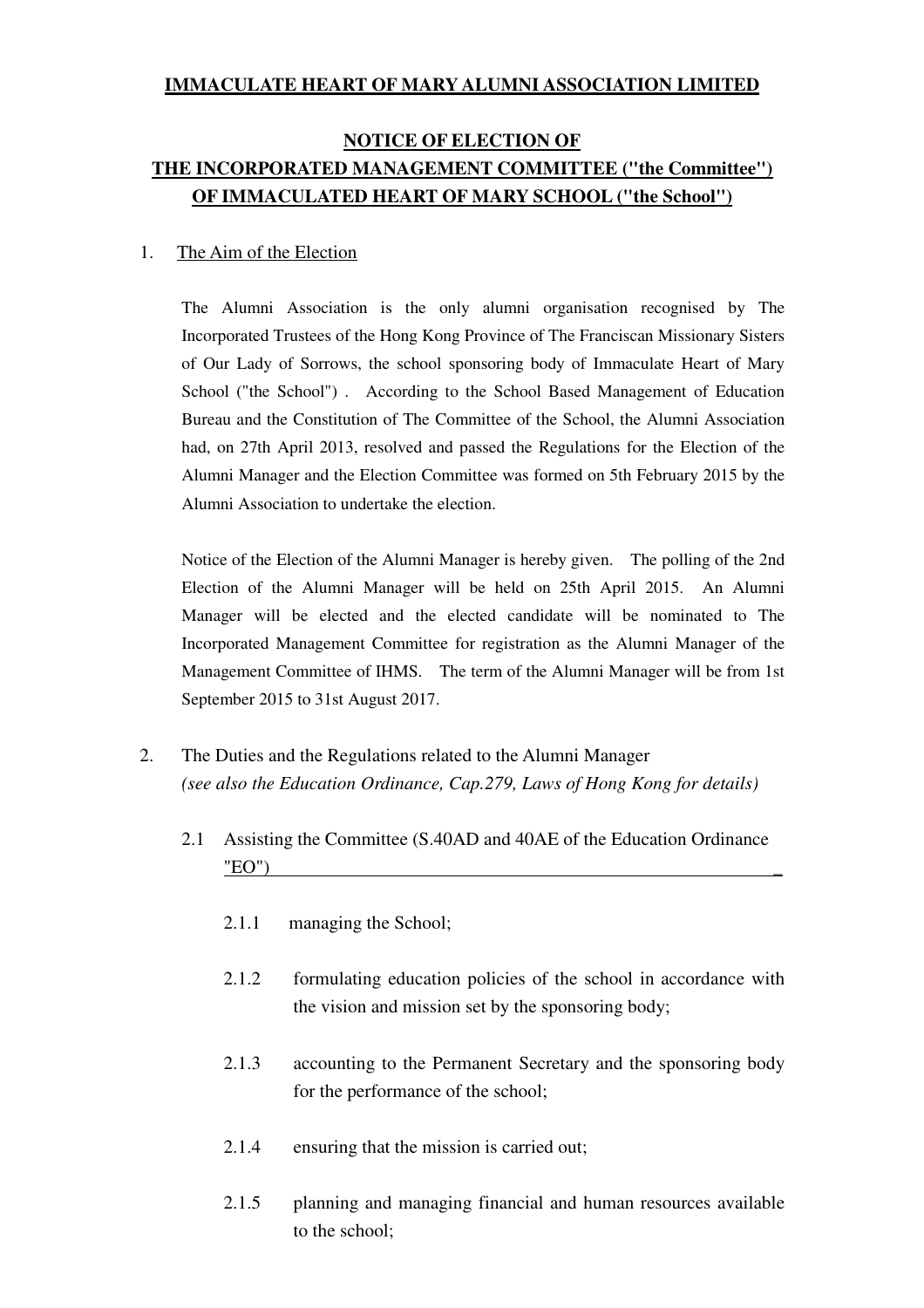**IMMACULATE HEART OF MARY ALUMNI ASSOCIATION LIMITED**

**NOTICE OF ELECTION OF**
**THE INCORPORATED MANAGEMENT COMMITTEE ("the Committee")**
**OF IMMACULATED HEART OF MARY SCHOOL ("the School")**

1. The Aim of the Election

The Alumni Association is the only alumni organisation recognised by The Incorporated Trustees of the Hong Kong Province of The Franciscan Missionary Sisters of Our Lady of Sorrows, the school sponsoring body of Immaculate Heart of Mary School ("the School") . According to the School Based Management of Education Bureau and the Constitution of The Committee of the School, the Alumni Association had, on 27th April 2013, resolved and passed the Regulations for the Election of the Alumni Manager and the Election Committee was formed on 5th February 2015 by the Alumni Association to undertake the election.

Notice of the Election of the Alumni Manager is hereby given. The polling of the 2nd Election of the Alumni Manager will be held on 25th April 2015. An Alumni Manager will be elected and the elected candidate will be nominated to The Incorporated Management Committee for registration as the Alumni Manager of the Management Committee of IHMS. The term of the Alumni Manager will be from 1st September 2015 to 31st August 2017.

2. The Duties and the Regulations related to the Alumni Manager
*(see also the Education Ordinance, Cap.279, Laws of Hong Kong for details)*

2.1 Assisting the Committee (S.40AD and 40AE of the Education Ordinance "EO")

2.1.1 managing the School;

2.1.2 formulating education policies of the school in accordance with the vision and mission set by the sponsoring body;

2.1.3 accounting to the Permanent Secretary and the sponsoring body for the performance of the school;

2.1.4 ensuring that the mission is carried out;

2.1.5 planning and managing financial and human resources available to the school;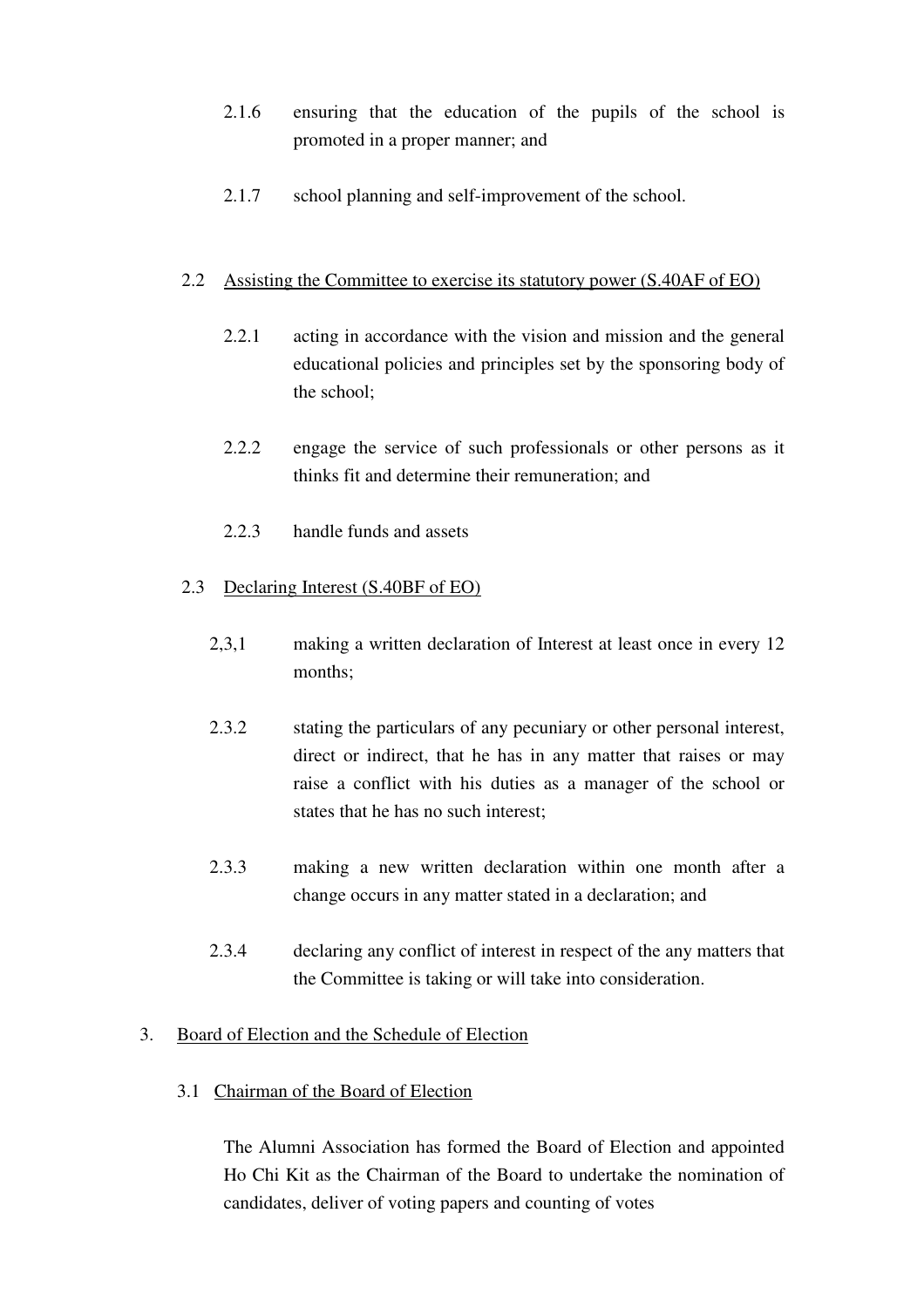2.1.6 ensuring that the education of the pupils of the school is promoted in a proper manner; and

2.1.7 school planning and self-improvement of the school.

2.2 <u>Assisting the Committee to exercise its statutory power (S.40AF of EO)</u>

2.2.1 acting in accordance with the vision and mission and the general educational policies and principles set by the sponsoring body of the school;

2.2.2 engage the service of such professionals or other persons as it thinks fit and determine their remuneration; and

2.2.3 handle funds and assets

2.3 <u>Declaring Interest (S.40BF of EO)</u>

2,3,1 making a written declaration of Interest at least once in every 12 months;

2.3.2 stating the particulars of any pecuniary or other personal interest, direct or indirect, that he has in any matter that raises or may raise a conflict with his duties as a manager of the school or states that he has no such interest;

2.3.3 making a new written declaration within one month after a change occurs in any matter stated in a declaration; and

2.3.4 declaring any conflict of interest in respect of the any matters that the Committee is taking or will take into consideration.

3. <u>Board of Election and the Schedule of Election</u>

3.1 <u>Chairman of the Board of Election</u>

The Alumni Association has formed the Board of Election and appointed Ho Chi Kit as the Chairman of the Board to undertake the nomination of candidates, deliver of voting papers and counting of votes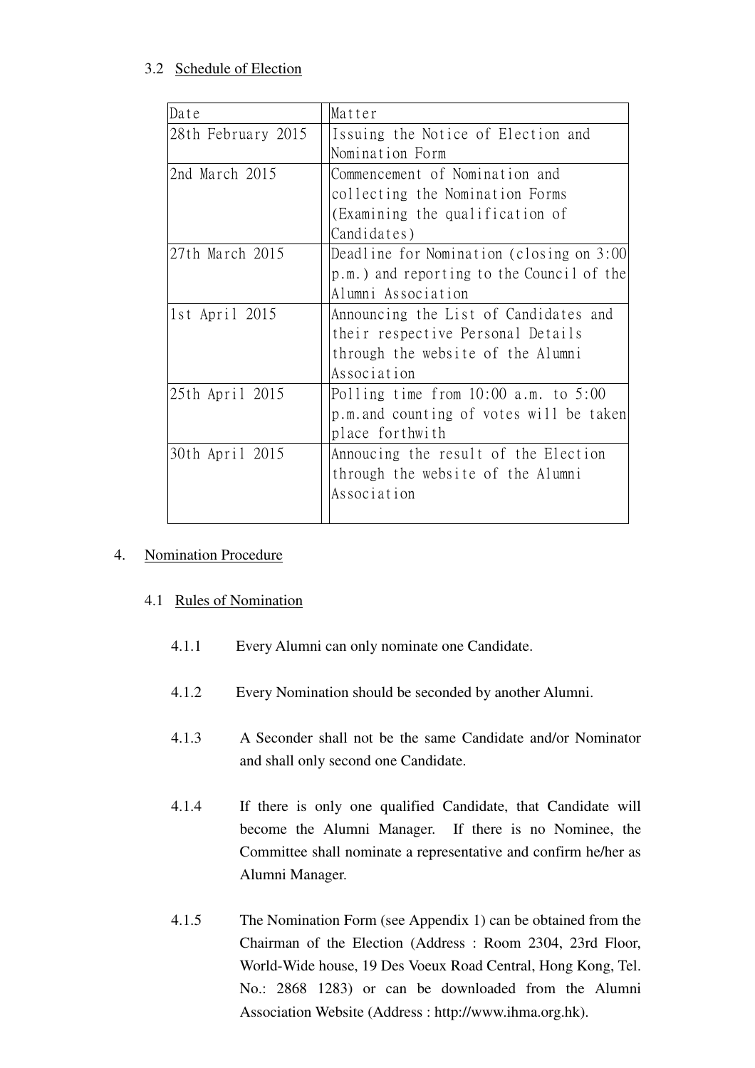### 3.2 Schedule of Election

| Date | Matter |
|---|---|
| 28th February 2015 | Issuing the Notice of Election and Nomination Form |
| 2nd March 2015 | Commencement of Nomination and collecting the Nomination Forms (Examining the qualification of Candidates) |
| 27th March 2015 | Deadline for Nomination (closing on 3:00 p.m.) and reporting to the Council of the Alumni Association |
| 1st April 2015 | Announcing the List of Candidates and their respective Personal Details through the website of the Alumni Association |
| 25th April 2015 | Polling time from 10:00 a.m. to 5:00 p.m.and counting of votes will be taken place forthwith |
| 30th April 2015 | Annoucing the result of the Election through the website of the Alumni Association |

## 4. Nomination Procedure

### 4.1 Rules of Nomination

4.1.1 Every Alumni can only nominate one Candidate.

4.1.2 Every Nomination should be seconded by another Alumni.

4.1.3 A Seconder shall not be the same Candidate and/or Nominator and shall only second one Candidate.

4.1.4 If there is only one qualified Candidate, that Candidate will become the Alumni Manager. If there is no Nominee, the Committee shall nominate a representative and confirm he/her as Alumni Manager.

4.1.5 The Nomination Form (see Appendix 1) can be obtained from the Chairman of the Election (Address : Room 2304, 23rd Floor, World-Wide house, 19 Des Voeux Road Central, Hong Kong, Tel. No.: 2868 1283) or can be downloaded from the Alumni Association Website (Address : http://www.ihma.org.hk).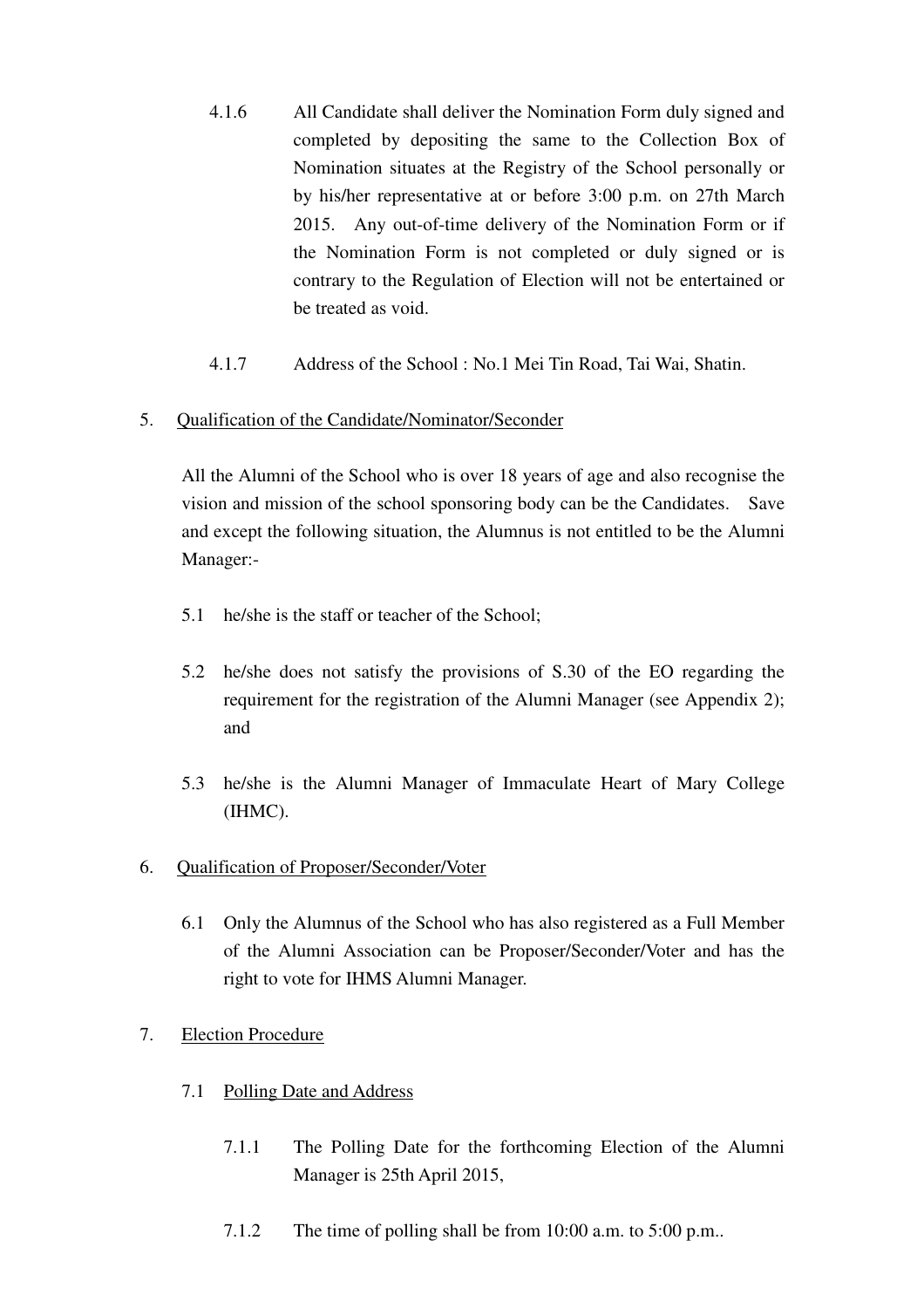4.1.6 All Candidate shall deliver the Nomination Form duly signed and completed by depositing the same to the Collection Box of Nomination situates at the Registry of the School personally or by his/her representative at or before 3:00 p.m. on 27th March 2015. Any out-of-time delivery of the Nomination Form or if the Nomination Form is not completed or duly signed or is contrary to the Regulation of Election will not be entertained or be treated as void.

4.1.7 Address of the School : No.1 Mei Tin Road, Tai Wai, Shatin.

5. <u>Qualification of the Candidate/Nominator/Seconder</u>

All the Alumni of the School who is over 18 years of age and also recognise the vision and mission of the school sponsoring body can be the Candidates. Save and except the following situation, the Alumnus is not entitled to be the Alumni Manager:-

5.1 he/she is the staff or teacher of the School;

5.2 he/she does not satisfy the provisions of S.30 of the EO regarding the requirement for the registration of the Alumni Manager (see Appendix 2); and

5.3 he/she is the Alumni Manager of Immaculate Heart of Mary College (IHMC).

6. <u>Qualification of Proposer/Seconder/Voter</u>

6.1 Only the Alumnus of the School who has also registered as a Full Member of the Alumni Association can be Proposer/Seconder/Voter and has the right to vote for IHMS Alumni Manager.

7. <u>Election Procedure</u>

7.1 <u>Polling Date and Address</u>

7.1.1 The Polling Date for the forthcoming Election of the Alumni Manager is 25th April 2015,

7.1.2 The time of polling shall be from 10:00 a.m. to 5:00 p.m..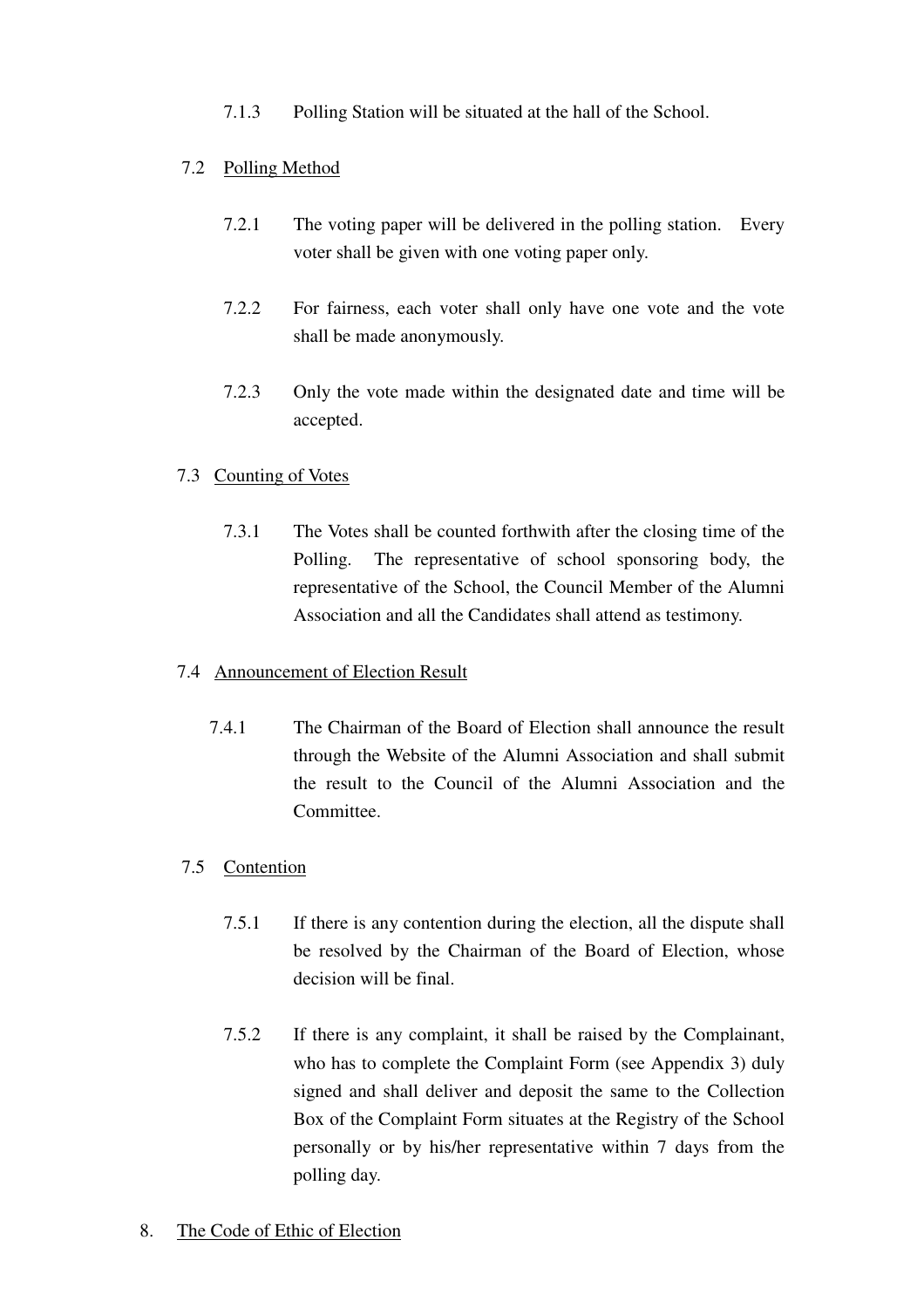7.1.3 Polling Station will be situated at the hall of the School.

7.2 Polling Method

7.2.1 The voting paper will be delivered in the polling station. Every voter shall be given with one voting paper only.

7.2.2 For fairness, each voter shall only have one vote and the vote shall be made anonymously.

7.2.3 Only the vote made within the designated date and time will be accepted.

7.3 Counting of Votes

7.3.1 The Votes shall be counted forthwith after the closing time of the Polling. The representative of school sponsoring body, the representative of the School, the Council Member of the Alumni Association and all the Candidates shall attend as testimony.

7.4 Announcement of Election Result

7.4.1 The Chairman of the Board of Election shall announce the result through the Website of the Alumni Association and shall submit the result to the Council of the Alumni Association and the Committee.

7.5 Contention

7.5.1 If there is any contention during the election, all the dispute shall be resolved by the Chairman of the Board of Election, whose decision will be final.

7.5.2 If there is any complaint, it shall be raised by the Complainant, who has to complete the Complaint Form (see Appendix 3) duly signed and shall deliver and deposit the same to the Collection Box of the Complaint Form situates at the Registry of the School personally or by his/her representative within 7 days from the polling day.

8. The Code of Ethic of Election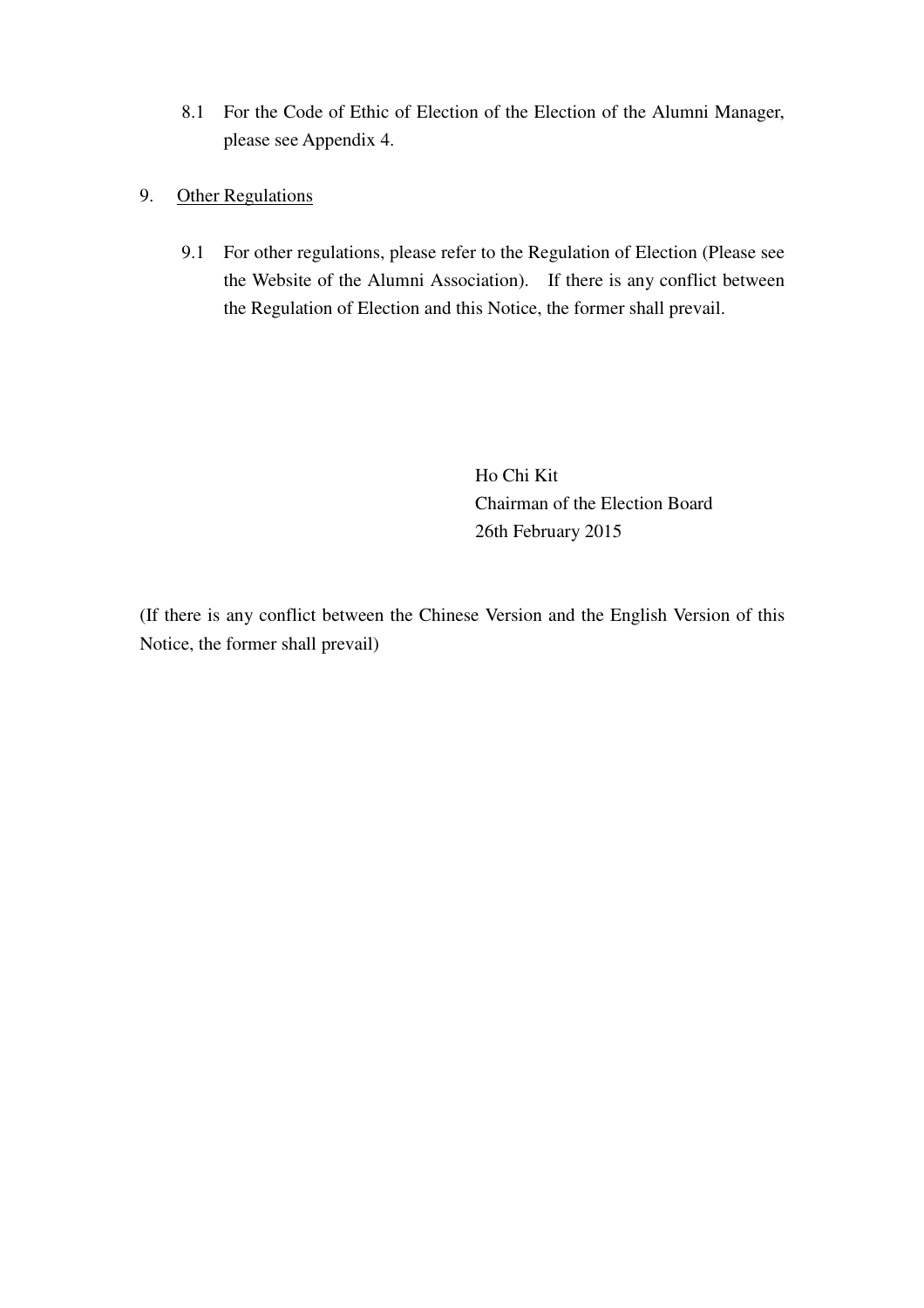8.1 For the Code of Ethic of Election of the Election of the Alumni Manager, please see Appendix 4.

9. <u>Other Regulations</u>

9.1 For other regulations, please refer to the Regulation of Election (Please see the Website of the Alumni Association). If there is any conflict between the Regulation of Election and this Notice, the former shall prevail.

Ho Chi Kit  
Chairman of the Election Board  
26th February 2015

(If there is any conflict between the Chinese Version and the English Version of this Notice, the former shall prevail)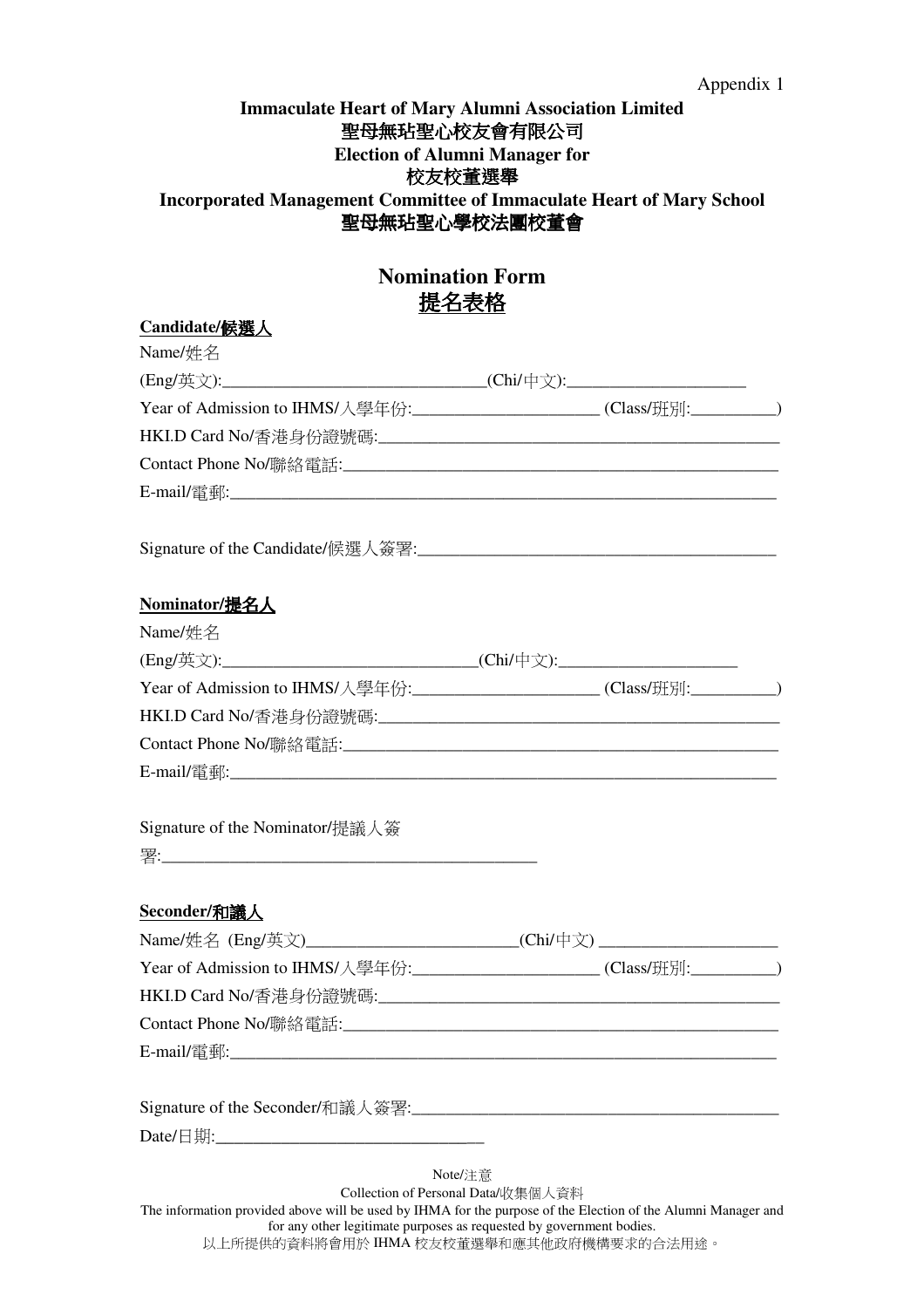Appendix 1

**Immaculate Heart of Mary Alumni Association Limited**
**聖母無玷聖心校友會有限公司**
**Election of Alumni Manager for**
**校友校董選舉**
**Incorporated Management Committee of Immaculate Heart of Mary School**
**聖母無玷聖心學校法團校董會**

## Nomination Form
## 提名表格

**Candidate/候選人**

Name/姓名

(Eng/英文):______________________________(Chi/中文):____________________

Year of Admission to IHMS/入學年份:_____________________ (Class/班別:__________)

HKI.D Card No/香港身份證號碼:______________________________________________

Contact Phone No/聯絡電話:________________________________________________

E-mail/電郵:_______________________________________________________________

Signature of the Candidate/候選人簽署:________________________________________

**Nominator/提名人**

Name/姓名

(Eng/英文):_____________________________(Chi/中文):____________________

Year of Admission to IHMS/入學年份:_____________________ (Class/班別:__________)

HKI.D Card No/香港身份證號碼:______________________________________________

Contact Phone No/聯絡電話:________________________________________________

E-mail/電郵:_______________________________________________________________

Signature of the Nominator/提議人簽署:__________________________________________

**Seconder/和議人**

Name/姓名 (Eng/英文)_________________________(Chi/中文) ____________________

Year of Admission to IHMS/入學年份:_____________________ (Class/班別:__________)

HKI.D Card No/香港身份證號碼:______________________________________________

Contact Phone No/聯絡電話:________________________________________________

E-mail/電郵:_______________________________________________________________

Signature of the Seconder/和議人簽署:___________________________________________

Date/日期:______________________________

Note/注意

Collection of Personal Data/收集個人資料

The information provided above will be used by IHMA for the purpose of the Election of the Alumni Manager and for any other legitimate purposes as requested by government bodies.

以上所提供的資料將會用於 IHMA 校友校董選舉和應其他政府機構要求的合法用途。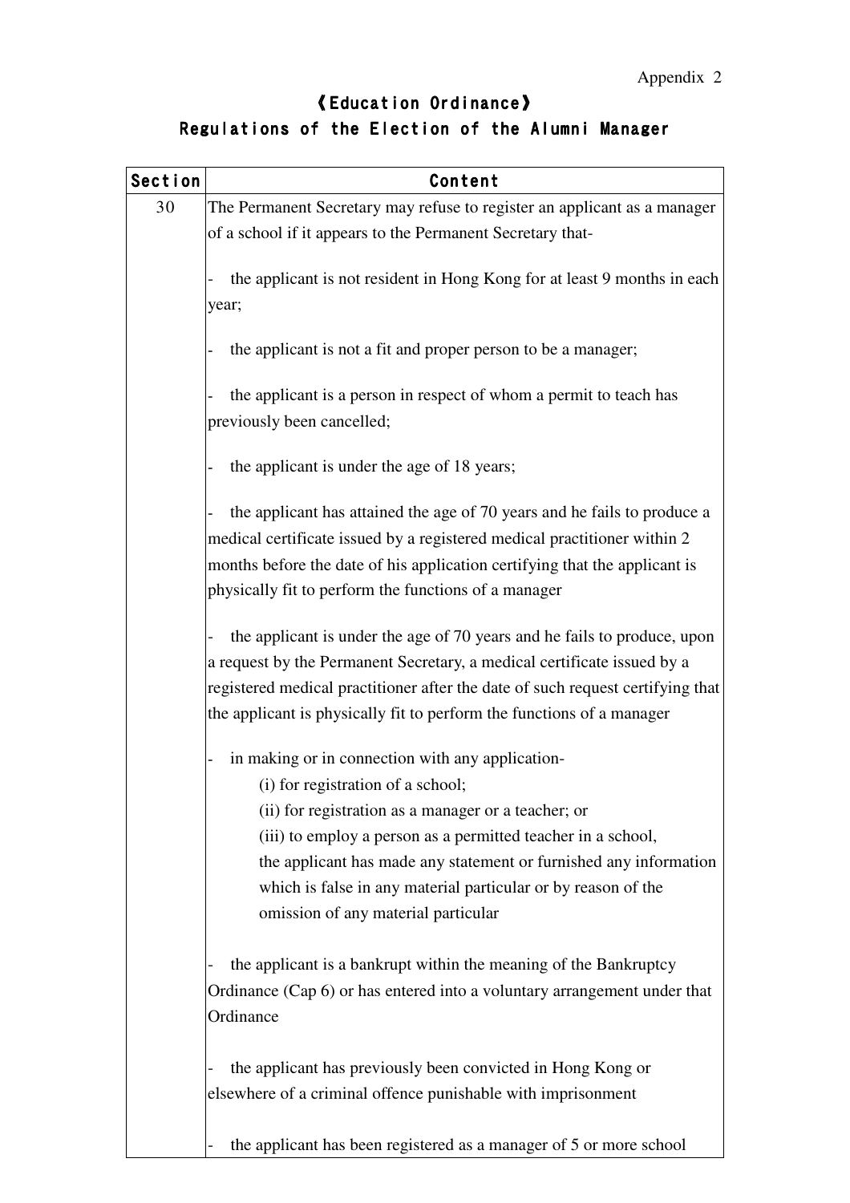Appendix 2

# 《Education Ordinance》

## Regulations of the Election of the Alumni Manager

| Section | Content |
|---|---|
| 30 | The Permanent Secretary may refuse to register an applicant as a manager of a school if it appears to the Permanent Secretary that-<br><br>- the applicant is not resident in Hong Kong for at least 9 months in each year;<br><br>- the applicant is not a fit and proper person to be a manager;<br><br>- the applicant is a person in respect of whom a permit to teach has previously been cancelled;<br><br>- the applicant is under the age of 18 years;<br><br>- the applicant has attained the age of 70 years and he fails to produce a medical certificate issued by a registered medical practitioner within 2 months before the date of his application certifying that the applicant is physically fit to perform the functions of a manager<br><br>- the applicant is under the age of 70 years and he fails to produce, upon a request by the Permanent Secretary, a medical certificate issued by a registered medical practitioner after the date of such request certifying that the applicant is physically fit to perform the functions of a manager<br><br>- in making or in connection with any application-<br>(i) for registration of a school;<br>(ii) for registration as a manager or a teacher; or<br>(iii) to employ a person as a permitted teacher in a school,<br>the applicant has made any statement or furnished any information which is false in any material particular or by reason of the omission of any material particular<br><br>- the applicant is a bankrupt within the meaning of the Bankruptcy Ordinance (Cap 6) or has entered into a voluntary arrangement under that Ordinance<br><br>- the applicant has previously been convicted in Hong Kong or elsewhere of a criminal offence punishable with imprisonment<br><br>- the applicant has been registered as a manager of 5 or more school |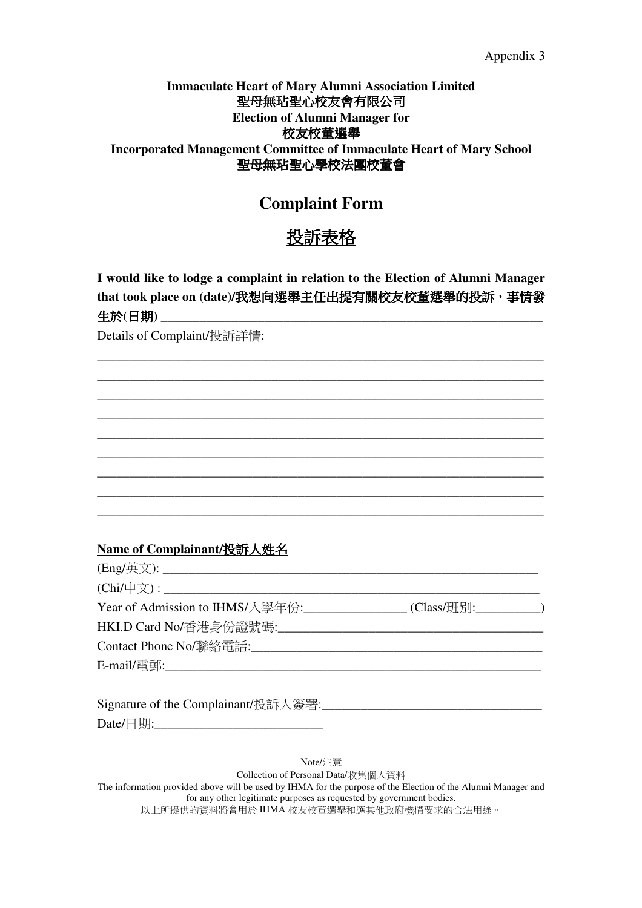Appendix 3

**Immaculate Heart of Mary Alumni Association Limited**
**聖母無玷聖心校友會有限公司**
**Election of Alumni Manager for**
**校友校董選舉**
**Incorporated Management Committee of Immaculate Heart of Mary School**
**聖母無玷聖心學校法團校董會**

# Complaint Form

# 投訴表格

**I would like to lodge a complaint in relation to the Election of Alumni Manager that took place on (date)/我想向選舉主任出提有關校友校董選舉的投訴，事情發生於(日期)** ____________________________________________

Details of Complaint/投訴詳情:

____________________________________________________________
____________________________________________________________
____________________________________________________________
____________________________________________________________
____________________________________________________________
____________________________________________________________
____________________________________________________________
____________________________________________________________
____________________________________________________________

**Name of Complainant/投訴人姓名**

(Eng/英文): ____________________________________________

(Chi/中文) : ____________________________________________

Year of Admission to IHMS/入學年份:________________ (Class/班別:__________)

HKI.D Card No/香港身份證號碼:______________________________

Contact Phone No/聯絡電話:________________________________

E-mail/電郵:____________________________________________

Signature of the Complainant/投訴人簽署:__________________________

Date/日期:__________________________

Note/注意

Collection of Personal Data/收集個人資料

The information provided above will be used by IHMA for the purpose of the Election of the Alumni Manager and for any other legitimate purposes as requested by government bodies.

以上所提供的資料將會用於 IHMA 校友校董選舉和應其他政府機構要求的合法用途。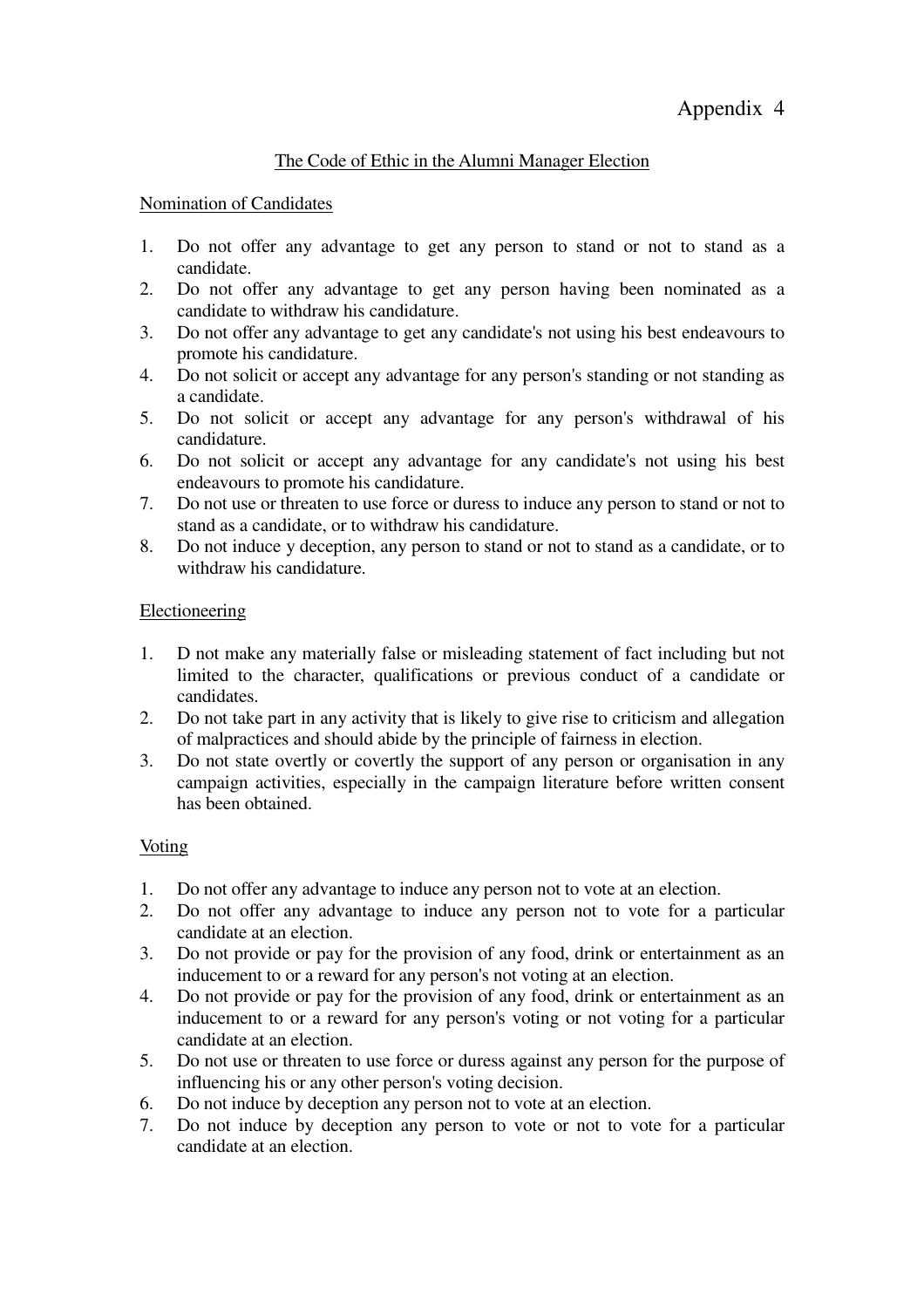Appendix 4

## The Code of Ethic in the Alumni Manager Election

### Nomination of Candidates

1. Do not offer any advantage to get any person to stand or not to stand as a candidate.
2. Do not offer any advantage to get any person having been nominated as a candidate to withdraw his candidature.
3. Do not offer any advantage to get any candidate's not using his best endeavours to promote his candidature.
4. Do not solicit or accept any advantage for any person's standing or not standing as a candidate.
5. Do not solicit or accept any advantage for any person's withdrawal of his candidature.
6. Do not solicit or accept any advantage for any candidate's not using his best endeavours to promote his candidature.
7. Do not use or threaten to use force or duress to induce any person to stand or not to stand as a candidate, or to withdraw his candidature.
8. Do not induce y deception, any person to stand or not to stand as a candidate, or to withdraw his candidature.

### Electioneering

1. D not make any materially false or misleading statement of fact including but not limited to the character, qualifications or previous conduct of a candidate or candidates.
2. Do not take part in any activity that is likely to give rise to criticism and allegation of malpractices and should abide by the principle of fairness in election.
3. Do not state overtly or covertly the support of any person or organisation in any campaign activities, especially in the campaign literature before written consent has been obtained.

### Voting

1. Do not offer any advantage to induce any person not to vote at an election.
2. Do not offer any advantage to induce any person not to vote for a particular candidate at an election.
3. Do not provide or pay for the provision of any food, drink or entertainment as an inducement to or a reward for any person's not voting at an election.
4. Do not provide or pay for the provision of any food, drink or entertainment as an inducement to or a reward for any person's voting or not voting for a particular candidate at an election.
5. Do not use or threaten to use force or duress against any person for the purpose of influencing his or any other person's voting decision.
6. Do not induce by deception any person not to vote at an election.
7. Do not induce by deception any person to vote or not to vote for a particular candidate at an election.